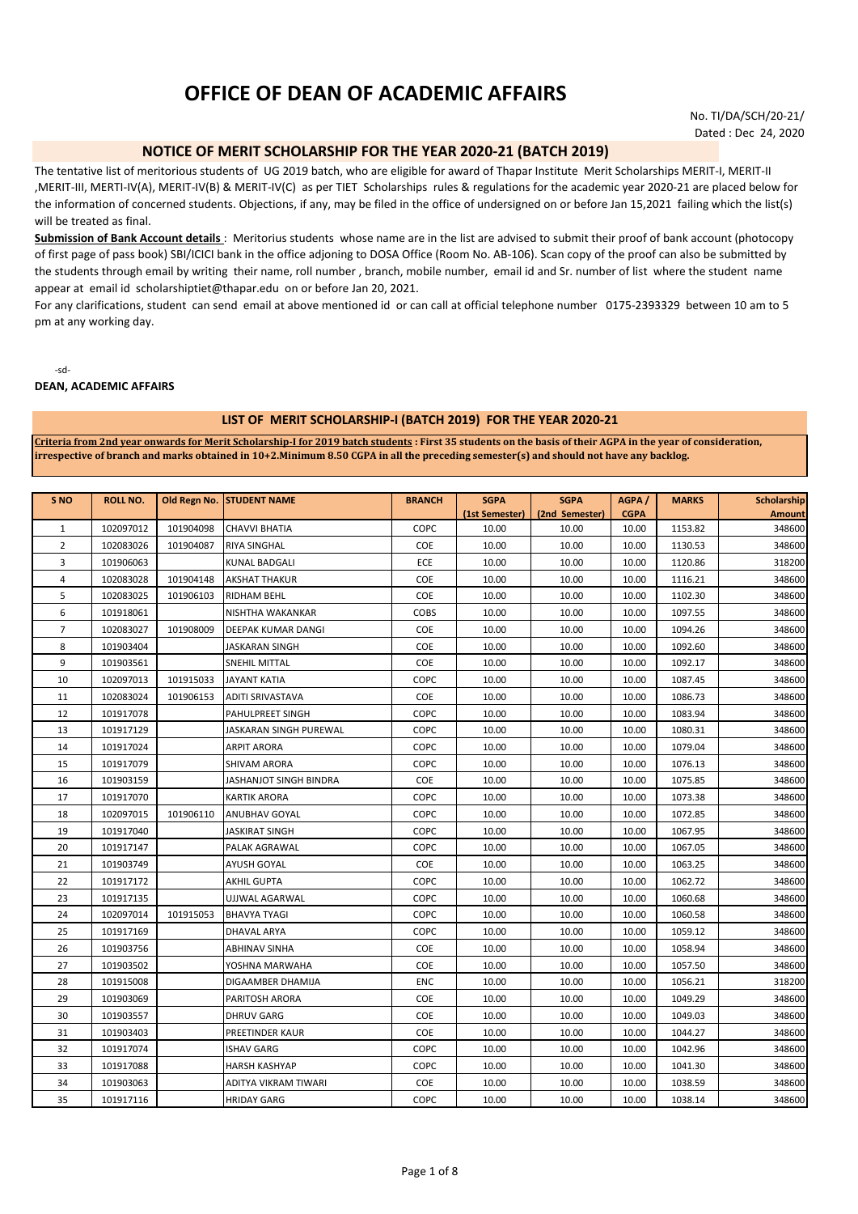# OFFICE OF DEAN OF ACADEMIC AFFAIRS

No. TI/DA/SCH/20-21/
Dated : Dec 24, 2020

## NOTICE OF MERIT SCHOLARSHIP FOR THE YEAR 2020-21 (BATCH 2019)

The tentative list of meritorious students of UG 2019 batch, who are eligible for award of Thapar Institute Merit Scholarships MERIT-I, MERIT-II ,MERIT-III, MERTI-IV(A), MERIT-IV(B) & MERIT-IV(C) as per TIET Scholarships rules & regulations for the academic year 2020-21 are placed below for the information of concerned students. Objections, if any, may be filed in the office of undersigned on or before Jan 15,2021 failing which the list(s) will be treated as final.

**Submission of Bank Account details** : Meritorius students whose name are in the list are advised to submit their proof of bank account (photocopy of first page of pass book) SBI/ICICI bank in the office adjoning to DOSA Office (Room No. AB-106). Scan copy of the proof can also be submitted by the students through email by writing their name, roll number , branch, mobile number, email id and Sr. number of list where the student name appear at email id scholarshiptiet@thapar.edu on or before Jan 20, 2021.

For any clarifications, student can send email at above mentioned id or can call at official telephone number 0175-2393329 between 10 am to 5 pm at any working day.

-sd-

**DEAN, ACADEMIC AFFAIRS**

## LIST OF MERIT SCHOLARSHIP-I (BATCH 2019) FOR THE YEAR 2020-21

**Criteria from 2nd year onwards for Merit Scholarship-I for 2019 batch students : First 35 students on the basis of their AGPA in the year of consideration, irrespective of branch and marks obtained in 10+2.Minimum 8.50 CGPA in all the preceding semester(s) and should not have any backlog.**

| S NO | ROLL NO. | Old Regn No. | STUDENT NAME | BRANCH | SGPA (1st Semester) | SGPA (2nd Semester) | AGPA / CGPA | MARKS | Scholarship Amount |
|---|---|---|---|---|---|---|---|---|---|
| 1 | 102097012 | 101904098 | CHAVVI BHATIA | COPC | 10.00 | 10.00 | 10.00 | 1153.82 | 348600 |
| 2 | 102083026 | 101904087 | RIYA SINGHAL | COE | 10.00 | 10.00 | 10.00 | 1130.53 | 348600 |
| 3 | 101906063 | | KUNAL BADGALI | ECE | 10.00 | 10.00 | 10.00 | 1120.86 | 318200 |
| 4 | 102083028 | 101904148 | AKSHAT THAKUR | COE | 10.00 | 10.00 | 10.00 | 1116.21 | 348600 |
| 5 | 102083025 | 101906103 | RIDHAM BEHL | COE | 10.00 | 10.00 | 10.00 | 1102.30 | 348600 |
| 6 | 101918061 | | NISHTHA WAKANKAR | COBS | 10.00 | 10.00 | 10.00 | 1097.55 | 348600 |
| 7 | 102083027 | 101908009 | DEEPAK KUMAR DANGI | COE | 10.00 | 10.00 | 10.00 | 1094.26 | 348600 |
| 8 | 101903404 | | JASKARAN SINGH | COE | 10.00 | 10.00 | 10.00 | 1092.60 | 348600 |
| 9 | 101903561 | | SNEHIL MITTAL | COE | 10.00 | 10.00 | 10.00 | 1092.17 | 348600 |
| 10 | 102097013 | 101915033 | JAYANT KATIA | COPC | 10.00 | 10.00 | 10.00 | 1087.45 | 348600 |
| 11 | 102083024 | 101906153 | ADITI SRIVASTAVA | COE | 10.00 | 10.00 | 10.00 | 1086.73 | 348600 |
| 12 | 101917078 | | PAHULPREET SINGH | COPC | 10.00 | 10.00 | 10.00 | 1083.94 | 348600 |
| 13 | 101917129 | | JASKARAN SINGH PUREWAL | COPC | 10.00 | 10.00 | 10.00 | 1080.31 | 348600 |
| 14 | 101917024 | | ARPIT ARORA | COPC | 10.00 | 10.00 | 10.00 | 1079.04 | 348600 |
| 15 | 101917079 | | SHIVAM ARORA | COPC | 10.00 | 10.00 | 10.00 | 1076.13 | 348600 |
| 16 | 101903159 | | JASHANJOT SINGH BINDRA | COE | 10.00 | 10.00 | 10.00 | 1075.85 | 348600 |
| 17 | 101917070 | | KARTIK ARORA | COPC | 10.00 | 10.00 | 10.00 | 1073.38 | 348600 |
| 18 | 102097015 | 101906110 | ANUBHAV GOYAL | COPC | 10.00 | 10.00 | 10.00 | 1072.85 | 348600 |
| 19 | 101917040 | | JASKIRAT SINGH | COPC | 10.00 | 10.00 | 10.00 | 1067.95 | 348600 |
| 20 | 101917147 | | PALAK AGRAWAL | COPC | 10.00 | 10.00 | 10.00 | 1067.05 | 348600 |
| 21 | 101903749 | | AYUSH GOYAL | COE | 10.00 | 10.00 | 10.00 | 1063.25 | 348600 |
| 22 | 101917172 | | AKHIL GUPTA | COPC | 10.00 | 10.00 | 10.00 | 1062.72 | 348600 |
| 23 | 101917135 | | UJJWAL AGARWAL | COPC | 10.00 | 10.00 | 10.00 | 1060.68 | 348600 |
| 24 | 102097014 | 101915053 | BHAVYA TYAGI | COPC | 10.00 | 10.00 | 10.00 | 1060.58 | 348600 |
| 25 | 101917169 | | DHAVAL ARYA | COPC | 10.00 | 10.00 | 10.00 | 1059.12 | 348600 |
| 26 | 101903756 | | ABHINAV SINHA | COE | 10.00 | 10.00 | 10.00 | 1058.94 | 348600 |
| 27 | 101903502 | | YOSHNA MARWAHA | COE | 10.00 | 10.00 | 10.00 | 1057.50 | 348600 |
| 28 | 101915008 | | DIGAAMBER DHAMIJA | ENC | 10.00 | 10.00 | 10.00 | 1056.21 | 318200 |
| 29 | 101903069 | | PARITOSH ARORA | COE | 10.00 | 10.00 | 10.00 | 1049.29 | 348600 |
| 30 | 101903557 | | DHRUV GARG | COE | 10.00 | 10.00 | 10.00 | 1049.03 | 348600 |
| 31 | 101903403 | | PREETINDER KAUR | COE | 10.00 | 10.00 | 10.00 | 1044.27 | 348600 |
| 32 | 101917074 | | ISHAV GARG | COPC | 10.00 | 10.00 | 10.00 | 1042.96 | 348600 |
| 33 | 101917088 | | HARSH KASHYAP | COPC | 10.00 | 10.00 | 10.00 | 1041.30 | 348600 |
| 34 | 101903063 | | ADITYA VIKRAM TIWARI | COE | 10.00 | 10.00 | 10.00 | 1038.59 | 348600 |
| 35 | 101917116 | | HRIDAY GARG | COPC | 10.00 | 10.00 | 10.00 | 1038.14 | 348600 |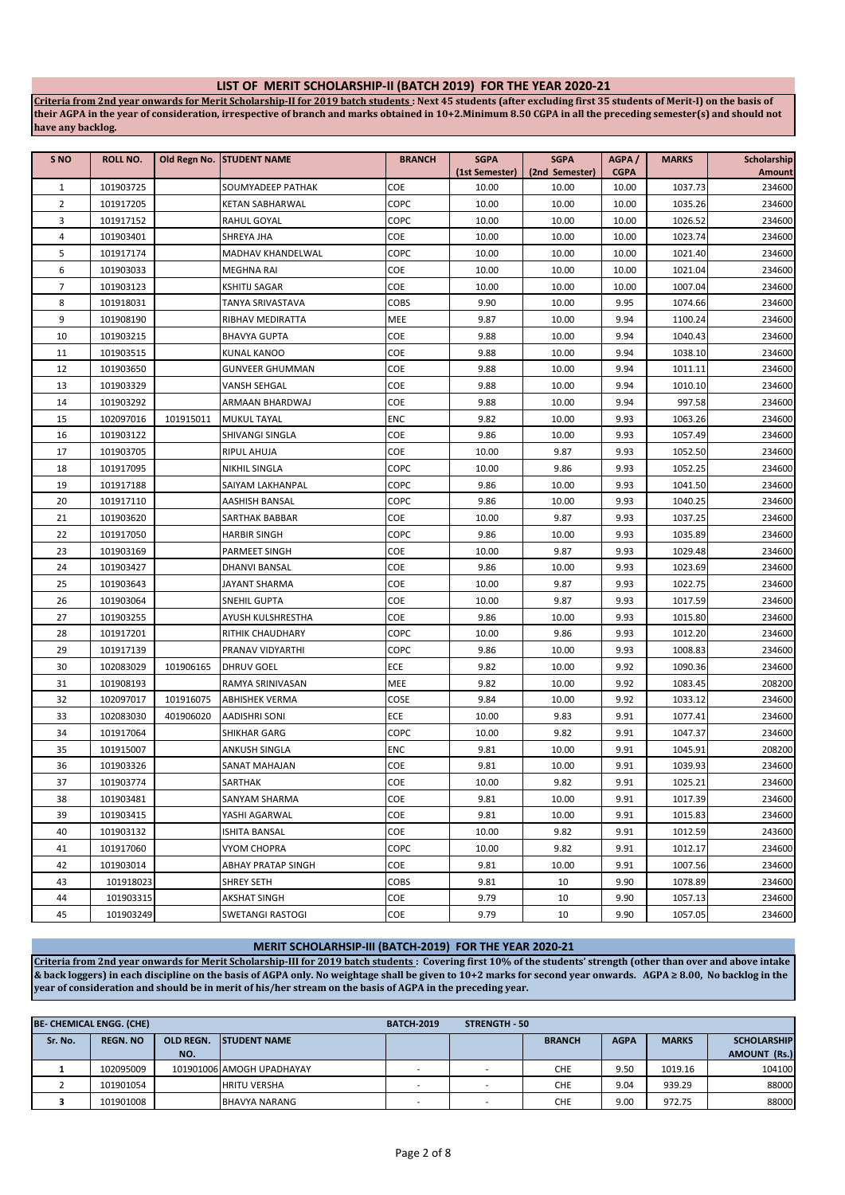## LIST OF MERIT SCHOLARSHIP-II (BATCH 2019) FOR THE YEAR 2020-21

**Criteria from 2nd year onwards for Merit Scholarship-II for 2019 batch students : Next 45 students (after excluding first 35 students of Merit-I) on the basis of their AGPA in the year of consideration, irrespective of branch and marks obtained in 10+2.Minimum 8.50 CGPA in all the preceding semester(s) and should not have any backlog.**

| S NO | ROLL NO. | Old Regn No. | STUDENT NAME | BRANCH | SGPA (1st Semester) | SGPA (2nd Semester) | AGPA / CGPA | MARKS | Scholarship Amount |
|---|---|---|---|---|---|---|---|---|---|
| 1 | 101903725 | | SOUMYADEEP PATHAK | COE | 10.00 | 10.00 | 10.00 | 1037.73 | 234600 |
| 2 | 101917205 | | KETAN SABHARWAL | COPC | 10.00 | 10.00 | 10.00 | 1035.26 | 234600 |
| 3 | 101917152 | | RAHUL GOYAL | COPC | 10.00 | 10.00 | 10.00 | 1026.52 | 234600 |
| 4 | 101903401 | | SHREYA JHA | COE | 10.00 | 10.00 | 10.00 | 1023.74 | 234600 |
| 5 | 101917174 | | MADHAV KHANDELWAL | COPC | 10.00 | 10.00 | 10.00 | 1021.40 | 234600 |
| 6 | 101903033 | | MEGHNA RAI | COE | 10.00 | 10.00 | 10.00 | 1021.04 | 234600 |
| 7 | 101903123 | | KSHITIJ SAGAR | COE | 10.00 | 10.00 | 10.00 | 1007.04 | 234600 |
| 8 | 101918031 | | TANYA SRIVASTAVA | COBS | 9.90 | 10.00 | 9.95 | 1074.66 | 234600 |
| 9 | 101908190 | | RIBHAV MEDIRATTA | MEE | 9.87 | 10.00 | 9.94 | 1100.24 | 234600 |
| 10 | 101903215 | | BHAVYA GUPTA | COE | 9.88 | 10.00 | 9.94 | 1040.43 | 234600 |
| 11 | 101903515 | | KUNAL KANOO | COE | 9.88 | 10.00 | 9.94 | 1038.10 | 234600 |
| 12 | 101903650 | | GUNVEER GHUMMAN | COE | 9.88 | 10.00 | 9.94 | 1011.11 | 234600 |
| 13 | 101903329 | | VANSH SEHGAL | COE | 9.88 | 10.00 | 9.94 | 1010.10 | 234600 |
| 14 | 101903292 | | ARMAAN BHARDWAJ | COE | 9.88 | 10.00 | 9.94 | 997.58 | 234600 |
| 15 | 102097016 | 101915011 | MUKUL TAYAL | ENC | 9.82 | 10.00 | 9.93 | 1063.26 | 234600 |
| 16 | 101903122 | | SHIVANGI SINGLA | COE | 9.86 | 10.00 | 9.93 | 1057.49 | 234600 |
| 17 | 101903705 | | RIPUL AHUJA | COE | 10.00 | 9.87 | 9.93 | 1052.50 | 234600 |
| 18 | 101917095 | | NIKHIL SINGLA | COPC | 10.00 | 9.86 | 9.93 | 1052.25 | 234600 |
| 19 | 101917188 | | SAIYAM LAKHANPAL | COPC | 9.86 | 10.00 | 9.93 | 1041.50 | 234600 |
| 20 | 101917110 | | AASHISH BANSAL | COPC | 9.86 | 10.00 | 9.93 | 1040.25 | 234600 |
| 21 | 101903620 | | SARTHAK BABBAR | COE | 10.00 | 9.87 | 9.93 | 1037.25 | 234600 |
| 22 | 101917050 | | HARBIR SINGH | COPC | 9.86 | 10.00 | 9.93 | 1035.89 | 234600 |
| 23 | 101903169 | | PARMEET SINGH | COE | 10.00 | 9.87 | 9.93 | 1029.48 | 234600 |
| 24 | 101903427 | | DHANVI BANSAL | COE | 9.86 | 10.00 | 9.93 | 1023.69 | 234600 |
| 25 | 101903643 | | JAYANT SHARMA | COE | 10.00 | 9.87 | 9.93 | 1022.75 | 234600 |
| 26 | 101903064 | | SNEHIL GUPTA | COE | 10.00 | 9.87 | 9.93 | 1017.59 | 234600 |
| 27 | 101903255 | | AYUSH KULSHRESTHA | COE | 9.86 | 10.00 | 9.93 | 1015.80 | 234600 |
| 28 | 101917201 | | RITHIK CHAUDHARY | COPC | 10.00 | 9.86 | 9.93 | 1012.20 | 234600 |
| 29 | 101917139 | | PRANAV VIDYARTHI | COPC | 9.86 | 10.00 | 9.93 | 1008.83 | 234600 |
| 30 | 102083029 | 101906165 | DHRUV GOEL | ECE | 9.82 | 10.00 | 9.92 | 1090.36 | 234600 |
| 31 | 101908193 | | RAMYA SRINIVASAN | MEE | 9.82 | 10.00 | 9.92 | 1083.45 | 208200 |
| 32 | 102097017 | 101916075 | ABHISHEK VERMA | COSE | 9.84 | 10.00 | 9.92 | 1033.12 | 234600 |
| 33 | 102083030 | 401906020 | AADISHRI SONI | ECE | 10.00 | 9.83 | 9.91 | 1077.41 | 234600 |
| 34 | 101917064 | | SHIKHAR GARG | COPC | 10.00 | 9.82 | 9.91 | 1047.37 | 234600 |
| 35 | 101915007 | | ANKUSH SINGLA | ENC | 9.81 | 10.00 | 9.91 | 1045.91 | 208200 |
| 36 | 101903326 | | SANAT MAHAJAN | COE | 9.81 | 10.00 | 9.91 | 1039.93 | 234600 |
| 37 | 101903774 | | SARTHAK | COE | 10.00 | 9.82 | 9.91 | 1025.21 | 234600 |
| 38 | 101903481 | | SANYAM SHARMA | COE | 9.81 | 10.00 | 9.91 | 1017.39 | 234600 |
| 39 | 101903415 | | YASHI AGARWAL | COE | 9.81 | 10.00 | 9.91 | 1015.83 | 234600 |
| 40 | 101903132 | | ISHITA BANSAL | COE | 10.00 | 9.82 | 9.91 | 1012.59 | 243600 |
| 41 | 101917060 | | VYOM CHOPRA | COPC | 10.00 | 9.82 | 9.91 | 1012.17 | 234600 |
| 42 | 101903014 | | ABHAY PRATAP SINGH | COE | 9.81 | 10.00 | 9.91 | 1007.56 | 234600 |
| 43 | 101918023 | | SHREY SETH | COBS | 9.81 | 10 | 9.90 | 1078.89 | 234600 |
| 44 | 101903315 | | AKSHAT SINGH | COE | 9.79 | 10 | 9.90 | 1057.13 | 234600 |
| 45 | 101903249 | | SWETANGI RASTOGI | COE | 9.79 | 10 | 9.90 | 1057.05 | 234600 |

## MERIT SCHOLARHSIP-III (BATCH-2019) FOR THE YEAR 2020-21

**Criteria from 2nd year onwards for Merit Scholarship-III for 2019 batch students : Covering first 10% of the students' strength (other than over and above intake & back loggers) in each discipline on the basis of AGPA only. No weightage shall be given to 10+2 marks for second year onwards. AGPA ≥ 8.00, No backlog in the year of consideration and should be in merit of his/her stream on the basis of AGPA in the preceding year.**

| BE- CHEMICAL ENGG. (CHE) | | | | BATCH-2019 | STRENGTH - 50 | | | | |
|---|---|---|---|---|---|---|---|---|---|
| Sr. No. | REGN. NO | OLD REGN. NO. | STUDENT NAME | | | BRANCH | AGPA | MARKS | SCHOLARSHIP AMOUNT (Rs.) |
| 1 | 102095009 | 101901006 | AMOGH UPADHAYAY | - | - | CHE | 9.50 | 1019.16 | 104100 |
| 2 | 101901054 | | HRITU VERSHA | - | - | CHE | 9.04 | 939.29 | 88000 |
| 3 | 101901008 | | BHAVYA NARANG | - | - | CHE | 9.00 | 972.75 | 88000 |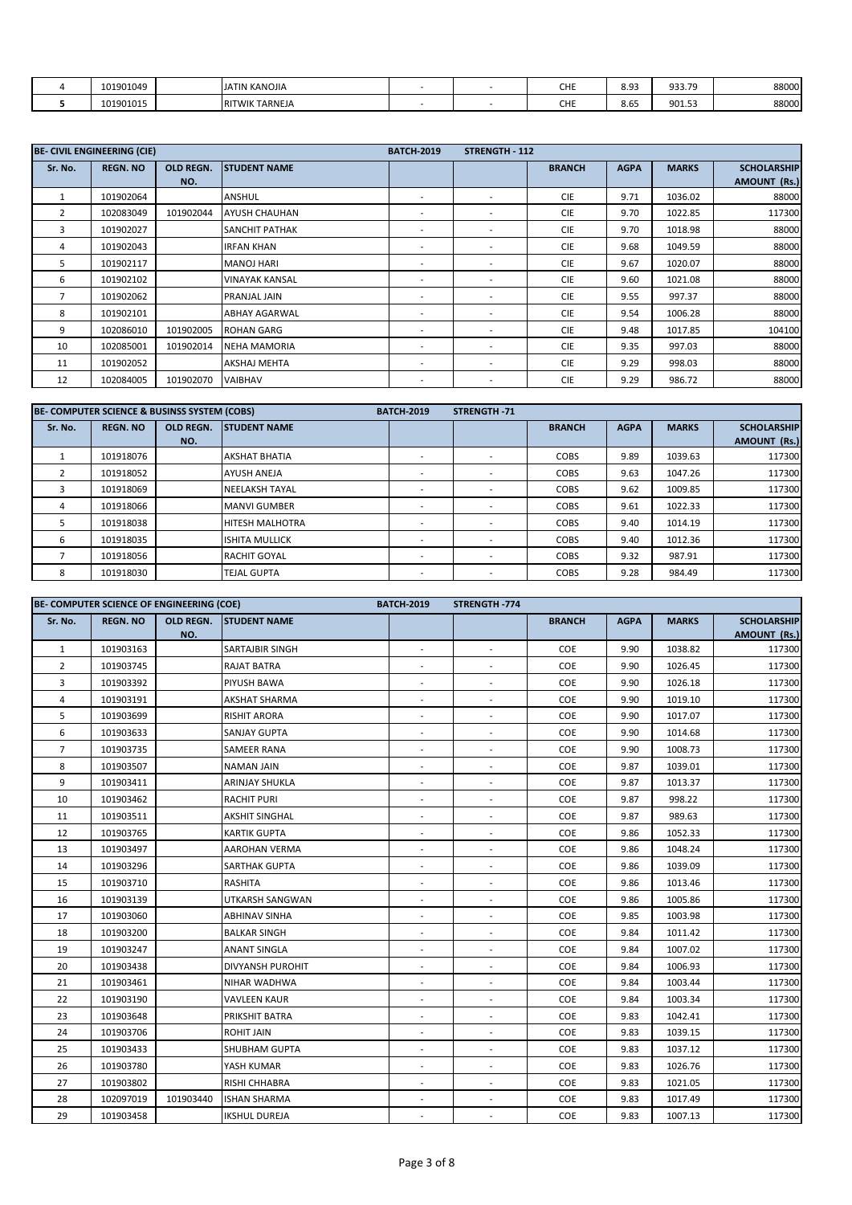| | | | | | | | | | |
|---|---|---|---|---|---|---|---|---|---|
| 4 | 101901049 | | JATIN KANOJIA | - | - | CHE | 8.93 | 933.79 | 88000 |
| 5 | 101901015 | | RITWIK TARNEJA | - | - | CHE | 8.65 | 901.53 | 88000 |

| BE- CIVIL ENGINEERING (CIE) | | | | BATCH-2019 | STRENGTH - 112 | | | | |
|---|---|---|---|---|---|---|---|---|---|
| Sr. No. | REGN. NO | OLD REGN. NO. | STUDENT NAME | | | BRANCH | AGPA | MARKS | SCHOLARSHIP AMOUNT (Rs.) |
| 1 | 101902064 | | ANSHUL | - | - | CIE | 9.71 | 1036.02 | 88000 |
| 2 | 102083049 | 101902044 | AYUSH CHAUHAN | - | - | CIE | 9.70 | 1022.85 | 117300 |
| 3 | 101902027 | | SANCHIT PATHAK | - | - | CIE | 9.70 | 1018.98 | 88000 |
| 4 | 101902043 | | IRFAN KHAN | - | - | CIE | 9.68 | 1049.59 | 88000 |
| 5 | 101902117 | | MANOJ HARI | - | - | CIE | 9.67 | 1020.07 | 88000 |
| 6 | 101902102 | | VINAYAK KANSAL | - | - | CIE | 9.60 | 1021.08 | 88000 |
| 7 | 101902062 | | PRANJAL JAIN | - | - | CIE | 9.55 | 997.37 | 88000 |
| 8 | 101902101 | | ABHAY AGARWAL | - | - | CIE | 9.54 | 1006.28 | 88000 |
| 9 | 102086010 | 101902005 | ROHAN GARG | - | - | CIE | 9.48 | 1017.85 | 104100 |
| 10 | 102085001 | 101902014 | NEHA MAMORIA | - | - | CIE | 9.35 | 997.03 | 88000 |
| 11 | 101902052 | | AKSHAJ MEHTA | - | - | CIE | 9.29 | 998.03 | 88000 |
| 12 | 102084005 | 101902070 | VAIBHAV | - | - | CIE | 9.29 | 986.72 | 88000 |

| BE- COMPUTER SCIENCE & BUSINSS SYSTEM (COBS) | | | | BATCH-2019 | STRENGTH -71 | | | | |
|---|---|---|---|---|---|---|---|---|---|
| Sr. No. | REGN. NO | OLD REGN. NO. | STUDENT NAME | | | BRANCH | AGPA | MARKS | SCHOLARSHIP AMOUNT (Rs.) |
| 1 | 101918076 | | AKSHAT BHATIA | - | - | COBS | 9.89 | 1039.63 | 117300 |
| 2 | 101918052 | | AYUSH ANEJA | - | - | COBS | 9.63 | 1047.26 | 117300 |
| 3 | 101918069 | | NEELAKSH TAYAL | - | - | COBS | 9.62 | 1009.85 | 117300 |
| 4 | 101918066 | | MANVI GUMBER | - | - | COBS | 9.61 | 1022.33 | 117300 |
| 5 | 101918038 | | HITESH MALHOTRA | - | - | COBS | 9.40 | 1014.19 | 117300 |
| 6 | 101918035 | | ISHITA MULLICK | - | - | COBS | 9.40 | 1012.36 | 117300 |
| 7 | 101918056 | | RACHIT GOYAL | - | - | COBS | 9.32 | 987.91 | 117300 |
| 8 | 101918030 | | TEJAL GUPTA | - | - | COBS | 9.28 | 984.49 | 117300 |

| BE- COMPUTER SCIENCE OF ENGINEERING (COE) | | | | BATCH-2019 | STRENGTH -774 | | | | |
|---|---|---|---|---|---|---|---|---|---|
| Sr. No. | REGN. NO | OLD REGN. NO. | STUDENT NAME | | | BRANCH | AGPA | MARKS | SCHOLARSHIP AMOUNT (Rs.) |
| 1 | 101903163 | | SARTAJBIR SINGH | - | - | COE | 9.90 | 1038.82 | 117300 |
| 2 | 101903745 | | RAJAT BATRA | - | - | COE | 9.90 | 1026.45 | 117300 |
| 3 | 101903392 | | PIYUSH BAWA | - | - | COE | 9.90 | 1026.18 | 117300 |
| 4 | 101903191 | | AKSHAT SHARMA | - | - | COE | 9.90 | 1019.10 | 117300 |
| 5 | 101903699 | | RISHIT ARORA | - | - | COE | 9.90 | 1017.07 | 117300 |
| 6 | 101903633 | | SANJAY GUPTA | - | - | COE | 9.90 | 1014.68 | 117300 |
| 7 | 101903735 | | SAMEER RANA | - | - | COE | 9.90 | 1008.73 | 117300 |
| 8 | 101903507 | | NAMAN JAIN | - | - | COE | 9.87 | 1039.01 | 117300 |
| 9 | 101903411 | | ARINJAY SHUKLA | - | - | COE | 9.87 | 1013.37 | 117300 |
| 10 | 101903462 | | RACHIT PURI | - | - | COE | 9.87 | 998.22 | 117300 |
| 11 | 101903511 | | AKSHIT SINGHAL | - | - | COE | 9.87 | 989.63 | 117300 |
| 12 | 101903765 | | KARTIK GUPTA | - | - | COE | 9.86 | 1052.33 | 117300 |
| 13 | 101903497 | | AAROHAN VERMA | - | - | COE | 9.86 | 1048.24 | 117300 |
| 14 | 101903296 | | SARTHAK GUPTA | - | - | COE | 9.86 | 1039.09 | 117300 |
| 15 | 101903710 | | RASHITA | - | - | COE | 9.86 | 1013.46 | 117300 |
| 16 | 101903139 | | UTKARSH SANGWAN | - | - | COE | 9.86 | 1005.86 | 117300 |
| 17 | 101903060 | | ABHINAV SINHA | - | - | COE | 9.85 | 1003.98 | 117300 |
| 18 | 101903200 | | BALKAR SINGH | - | - | COE | 9.84 | 1011.42 | 117300 |
| 19 | 101903247 | | ANANT SINGLA | - | - | COE | 9.84 | 1007.02 | 117300 |
| 20 | 101903438 | | DIVYANSH PUROHIT | - | - | COE | 9.84 | 1006.93 | 117300 |
| 21 | 101903461 | | NIHAR WADHWA | - | - | COE | 9.84 | 1003.44 | 117300 |
| 22 | 101903190 | | VAVLEEN KAUR | - | - | COE | 9.84 | 1003.34 | 117300 |
| 23 | 101903648 | | PRIKSHIT BATRA | - | - | COE | 9.83 | 1042.41 | 117300 |
| 24 | 101903706 | | ROHIT JAIN | - | - | COE | 9.83 | 1039.15 | 117300 |
| 25 | 101903433 | | SHUBHAM GUPTA | - | - | COE | 9.83 | 1037.12 | 117300 |
| 26 | 101903780 | | YASH KUMAR | - | - | COE | 9.83 | 1026.76 | 117300 |
| 27 | 101903802 | | RISHI CHHABRA | - | - | COE | 9.83 | 1021.05 | 117300 |
| 28 | 102097019 | 101903440 | ISHAN SHARMA | - | - | COE | 9.83 | 1017.49 | 117300 |
| 29 | 101903458 | | IKSHUL DUREJA | - | - | COE | 9.83 | 1007.13 | 117300 |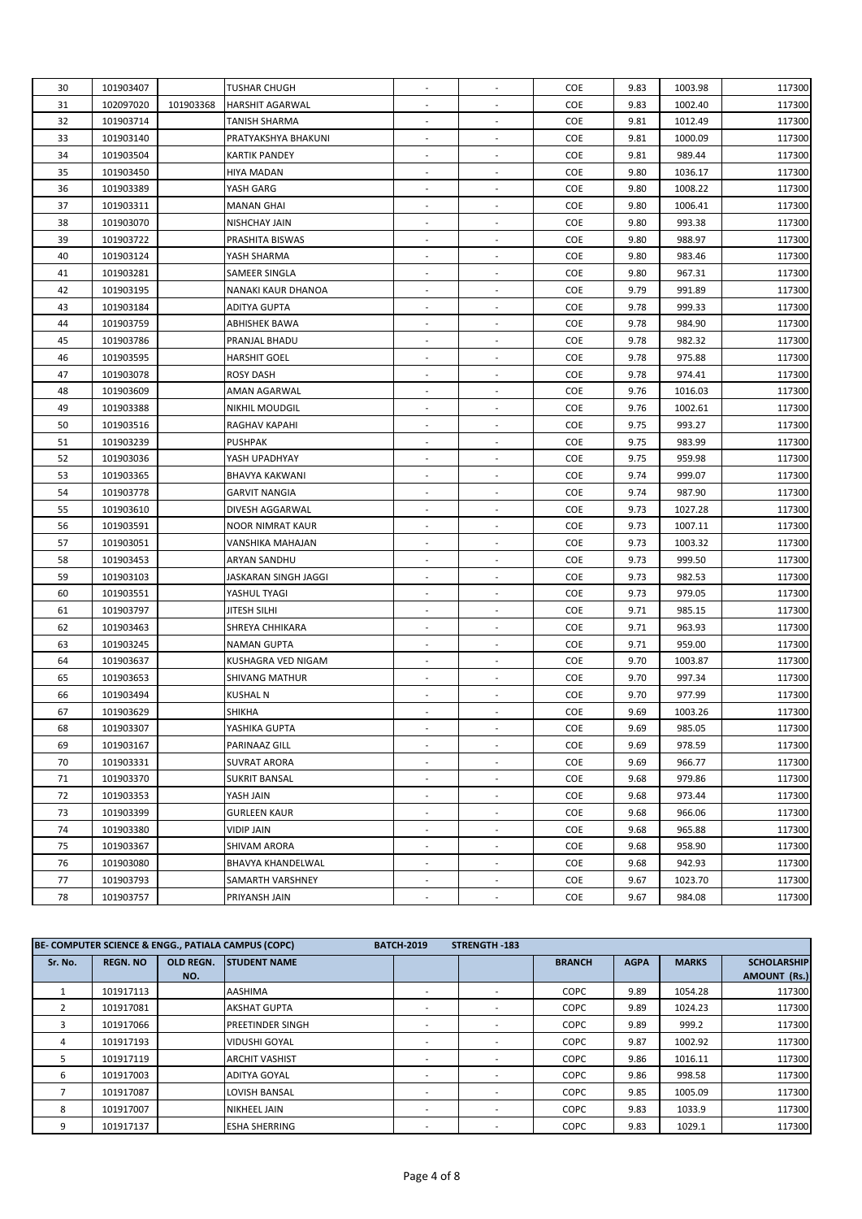| 30 | 101903407 | | TUSHAR CHUGH | - | - | COE | 9.83 | 1003.98 | 117300 |
|---|---|---|---|---|---|---|---|---|---|
| 31 | 102097020 | 101903368 | HARSHIT AGARWAL | - | - | COE | 9.83 | 1002.40 | 117300 |
| 32 | 101903714 | | TANISH SHARMA | - | - | COE | 9.81 | 1012.49 | 117300 |
| 33 | 101903140 | | PRATYAKSHYA BHAKUNI | - | - | COE | 9.81 | 1000.09 | 117300 |
| 34 | 101903504 | | KARTIK PANDEY | - | - | COE | 9.81 | 989.44 | 117300 |
| 35 | 101903450 | | HIYA MADAN | - | - | COE | 9.80 | 1036.17 | 117300 |
| 36 | 101903389 | | YASH GARG | - | - | COE | 9.80 | 1008.22 | 117300 |
| 37 | 101903311 | | MANAN GHAI | - | - | COE | 9.80 | 1006.41 | 117300 |
| 38 | 101903070 | | NISHCHAY JAIN | - | - | COE | 9.80 | 993.38 | 117300 |
| 39 | 101903722 | | PRASHITA BISWAS | - | - | COE | 9.80 | 988.97 | 117300 |
| 40 | 101903124 | | YASH SHARMA | - | - | COE | 9.80 | 983.46 | 117300 |
| 41 | 101903281 | | SAMEER SINGLA | - | - | COE | 9.80 | 967.31 | 117300 |
| 42 | 101903195 | | NANAKI KAUR DHANOA | - | - | COE | 9.79 | 991.89 | 117300 |
| 43 | 101903184 | | ADITYA GUPTA | - | - | COE | 9.78 | 999.33 | 117300 |
| 44 | 101903759 | | ABHISHEK BAWA | - | - | COE | 9.78 | 984.90 | 117300 |
| 45 | 101903786 | | PRANJAL BHADU | - | - | COE | 9.78 | 982.32 | 117300 |
| 46 | 101903595 | | HARSHIT GOEL | - | - | COE | 9.78 | 975.88 | 117300 |
| 47 | 101903078 | | ROSY DASH | - | - | COE | 9.78 | 974.41 | 117300 |
| 48 | 101903609 | | AMAN AGARWAL | - | - | COE | 9.76 | 1016.03 | 117300 |
| 49 | 101903388 | | NIKHIL MOUDGIL | - | - | COE | 9.76 | 1002.61 | 117300 |
| 50 | 101903516 | | RAGHAV KAPAHI | - | - | COE | 9.75 | 993.27 | 117300 |
| 51 | 101903239 | | PUSHPAK | - | - | COE | 9.75 | 983.99 | 117300 |
| 52 | 101903036 | | YASH UPADHYAY | - | - | COE | 9.75 | 959.98 | 117300 |
| 53 | 101903365 | | BHAVYA KAKWANI | - | - | COE | 9.74 | 999.07 | 117300 |
| 54 | 101903778 | | GARVIT NANGIA | - | - | COE | 9.74 | 987.90 | 117300 |
| 55 | 101903610 | | DIVESH AGGARWAL | - | - | COE | 9.73 | 1027.28 | 117300 |
| 56 | 101903591 | | NOOR NIMRAT KAUR | - | - | COE | 9.73 | 1007.11 | 117300 |
| 57 | 101903051 | | VANSHIKA MAHAJAN | - | - | COE | 9.73 | 1003.32 | 117300 |
| 58 | 101903453 | | ARYAN SANDHU | - | - | COE | 9.73 | 999.50 | 117300 |
| 59 | 101903103 | | JASKARAN SINGH JAGGI | - | - | COE | 9.73 | 982.53 | 117300 |
| 60 | 101903551 | | YASHUL TYAGI | - | - | COE | 9.73 | 979.05 | 117300 |
| 61 | 101903797 | | JITESH SILHI | - | - | COE | 9.71 | 985.15 | 117300 |
| 62 | 101903463 | | SHREYA CHHIKARA | - | - | COE | 9.71 | 963.93 | 117300 |
| 63 | 101903245 | | NAMAN GUPTA | - | - | COE | 9.71 | 959.00 | 117300 |
| 64 | 101903637 | | KUSHAGRA VED NIGAM | - | - | COE | 9.70 | 1003.87 | 117300 |
| 65 | 101903653 | | SHIVANG MATHUR | - | - | COE | 9.70 | 997.34 | 117300 |
| 66 | 101903494 | | KUSHAL N | - | - | COE | 9.70 | 977.99 | 117300 |
| 67 | 101903629 | | SHIKHA | - | - | COE | 9.69 | 1003.26 | 117300 |
| 68 | 101903307 | | YASHIKA GUPTA | - | - | COE | 9.69 | 985.05 | 117300 |
| 69 | 101903167 | | PARINAAZ GILL | - | - | COE | 9.69 | 978.59 | 117300 |
| 70 | 101903331 | | SUVRAT ARORA | - | - | COE | 9.69 | 966.77 | 117300 |
| 71 | 101903370 | | SUKRIT BANSAL | - | - | COE | 9.68 | 979.86 | 117300 |
| 72 | 101903353 | | YASH JAIN | - | - | COE | 9.68 | 973.44 | 117300 |
| 73 | 101903399 | | GURLEEN KAUR | - | - | COE | 9.68 | 966.06 | 117300 |
| 74 | 101903380 | | VIDIP JAIN | - | - | COE | 9.68 | 965.88 | 117300 |
| 75 | 101903367 | | SHIVAM ARORA | - | - | COE | 9.68 | 958.90 | 117300 |
| 76 | 101903080 | | BHAVYA KHANDELWAL | - | - | COE | 9.68 | 942.93 | 117300 |
| 77 | 101903793 | | SAMARTH VARSHNEY | - | - | COE | 9.67 | 1023.70 | 117300 |
| 78 | 101903757 | | PRIYANSH JAIN | - | - | COE | 9.67 | 984.08 | 117300 |

**BE- COMPUTER SCIENCE & ENGG., PATIALA CAMPUS (COPC)** **BATCH-2019** **STRENGTH -183**

| Sr. No. | REGN. NO | OLD REGN. NO. | STUDENT NAME | | | BRANCH | AGPA | MARKS | SCHOLARSHIP AMOUNT (Rs.) |
|---|---|---|---|---|---|---|---|---|---|
| 1 | 101917113 | | AASHIMA | - | - | COPC | 9.89 | 1054.28 | 117300 |
| 2 | 101917081 | | AKSHAT GUPTA | - | - | COPC | 9.89 | 1024.23 | 117300 |
| 3 | 101917066 | | PREETINDER SINGH | - | - | COPC | 9.89 | 999.2 | 117300 |
| 4 | 101917193 | | VIDUSHI GOYAL | - | - | COPC | 9.87 | 1002.92 | 117300 |
| 5 | 101917119 | | ARCHIT VASHIST | - | - | COPC | 9.86 | 1016.11 | 117300 |
| 6 | 101917003 | | ADITYA GOYAL | - | - | COPC | 9.86 | 998.58 | 117300 |
| 7 | 101917087 | | LOVISH BANSAL | - | - | COPC | 9.85 | 1005.09 | 117300 |
| 8 | 101917007 | | NIKHEEL JAIN | - | - | COPC | 9.83 | 1033.9 | 117300 |
| 9 | 101917137 | | ESHA SHERRING | - | - | COPC | 9.83 | 1029.1 | 117300 |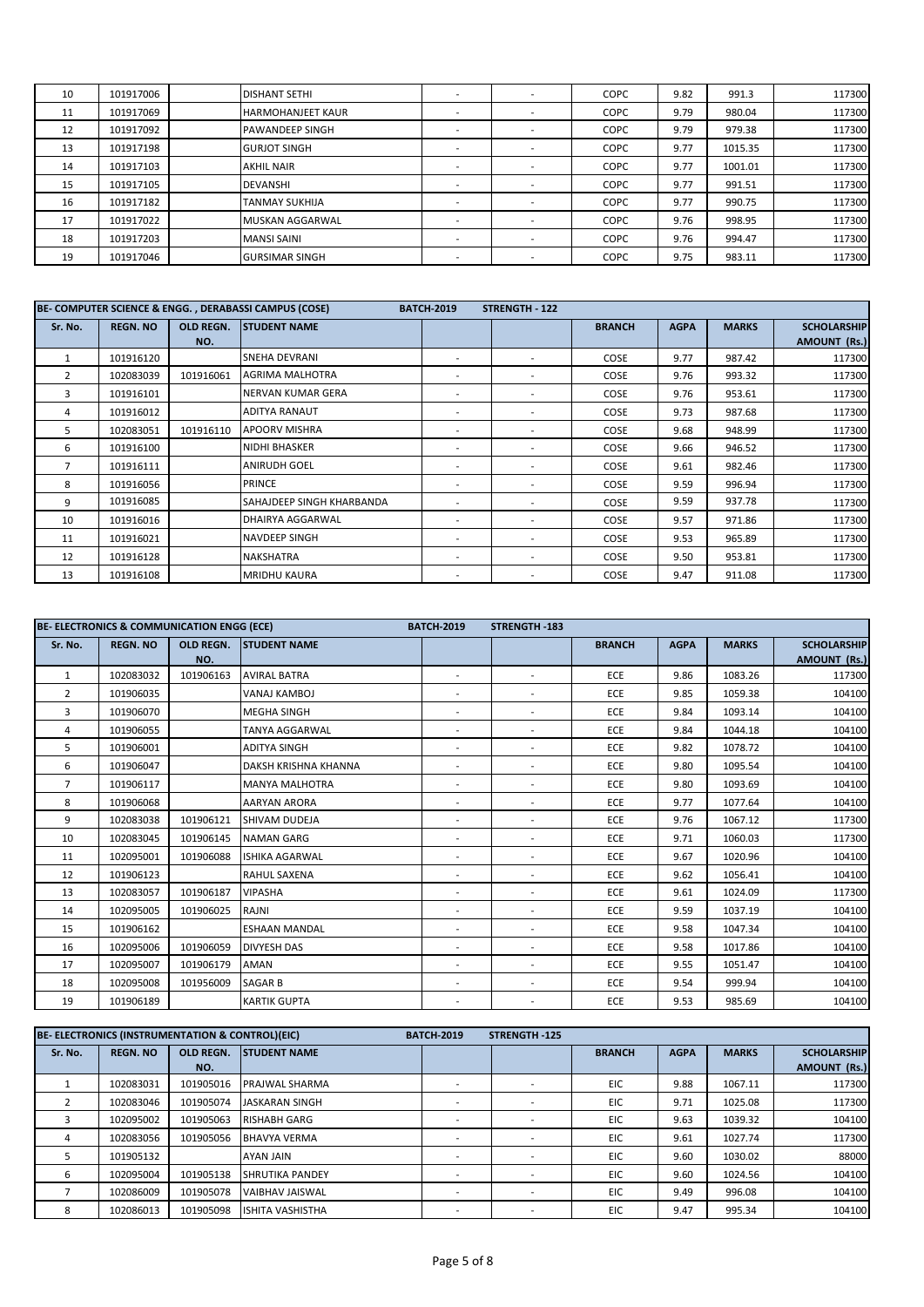| Sr. No. | REGN. NO | OLD REGN. NO. | STUDENT NAME | | | BRANCH | AGPA | MARKS | SCHOLARSHIP AMOUNT (Rs.) |
|---|---|---|---|---|---|---|---|---|---|
| 10 | 101917006 | | DISHANT SETHI | - | - | COPC | 9.82 | 991.3 | 117300 |
| 11 | 101917069 | | HARMOHANJEET KAUR | - | - | COPC | 9.79 | 980.04 | 117300 |
| 12 | 101917092 | | PAWANDEEP SINGH | - | - | COPC | 9.79 | 979.38 | 117300 |
| 13 | 101917198 | | GURJOT SINGH | - | - | COPC | 9.77 | 1015.35 | 117300 |
| 14 | 101917103 | | AKHIL NAIR | - | - | COPC | 9.77 | 1001.01 | 117300 |
| 15 | 101917105 | | DEVANSHI | - | - | COPC | 9.77 | 991.51 | 117300 |
| 16 | 101917182 | | TANMAY SUKHIJA | - | - | COPC | 9.77 | 990.75 | 117300 |
| 17 | 101917022 | | MUSKAN AGGARWAL | - | - | COPC | 9.76 | 998.95 | 117300 |
| 18 | 101917203 | | MANSI SAINI | - | - | COPC | 9.76 | 994.47 | 117300 |
| 19 | 101917046 | | GURSIMAR SINGH | - | - | COPC | 9.75 | 983.11 | 117300 |

**BE- COMPUTER SCIENCE & ENGG. , DERABASSI CAMPUS (COSE) BATCH-2019 STRENGTH - 122**

| Sr. No. | REGN. NO | OLD REGN. NO. | STUDENT NAME | | | BRANCH | AGPA | MARKS | SCHOLARSHIP AMOUNT (Rs.) |
|---|---|---|---|---|---|---|---|---|---|
| 1 | 101916120 | | SNEHA DEVRANI | - | - | COSE | 9.77 | 987.42 | 117300 |
| 2 | 102083039 | 101916061 | AGRIMA MALHOTRA | - | - | COSE | 9.76 | 993.32 | 117300 |
| 3 | 101916101 | | NERVAN KUMAR GERA | - | - | COSE | 9.76 | 953.61 | 117300 |
| 4 | 101916012 | | ADITYA RANAUT | - | - | COSE | 9.73 | 987.68 | 117300 |
| 5 | 102083051 | 101916110 | APOORV MISHRA | - | - | COSE | 9.68 | 948.99 | 117300 |
| 6 | 101916100 | | NIDHI BHASKER | - | - | COSE | 9.66 | 946.52 | 117300 |
| 7 | 101916111 | | ANIRUDH GOEL | - | - | COSE | 9.61 | 982.46 | 117300 |
| 8 | 101916056 | | PRINCE | - | - | COSE | 9.59 | 996.94 | 117300 |
| 9 | 101916085 | | SAHAJDEEP SINGH KHARBANDA | - | - | COSE | 9.59 | 937.78 | 117300 |
| 10 | 101916016 | | DHAIRYA AGGARWAL | - | - | COSE | 9.57 | 971.86 | 117300 |
| 11 | 101916021 | | NAVDEEP SINGH | - | - | COSE | 9.53 | 965.89 | 117300 |
| 12 | 101916128 | | NAKSHATRA | - | - | COSE | 9.50 | 953.81 | 117300 |
| 13 | 101916108 | | MRIDHU KAURA | - | - | COSE | 9.47 | 911.08 | 117300 |

**BE- ELECTRONICS & COMMUNICATION ENGG (ECE) BATCH-2019 STRENGTH -183**

| Sr. No. | REGN. NO | OLD REGN. NO. | STUDENT NAME | | | BRANCH | AGPA | MARKS | SCHOLARSHIP AMOUNT (Rs.) |
|---|---|---|---|---|---|---|---|---|---|
| 1 | 102083032 | 101906163 | AVIRAL BATRA | - | - | ECE | 9.86 | 1083.26 | 117300 |
| 2 | 101906035 | | VANAJ KAMBOJ | - | - | ECE | 9.85 | 1059.38 | 104100 |
| 3 | 101906070 | | MEGHA SINGH | - | - | ECE | 9.84 | 1093.14 | 104100 |
| 4 | 101906055 | | TANYA AGGARWAL | - | - | ECE | 9.84 | 1044.18 | 104100 |
| 5 | 101906001 | | ADITYA SINGH | - | - | ECE | 9.82 | 1078.72 | 104100 |
| 6 | 101906047 | | DAKSH KRISHNA KHANNA | - | - | ECE | 9.80 | 1095.54 | 104100 |
| 7 | 101906117 | | MANYA MALHOTRA | - | - | ECE | 9.80 | 1093.69 | 104100 |
| 8 | 101906068 | | AARYAN ARORA | - | - | ECE | 9.77 | 1077.64 | 104100 |
| 9 | 102083038 | 101906121 | SHIVAM DUDEJA | - | - | ECE | 9.76 | 1067.12 | 117300 |
| 10 | 102083045 | 101906145 | NAMAN GARG | - | - | ECE | 9.71 | 1060.03 | 117300 |
| 11 | 102095001 | 101906088 | ISHIKA AGARWAL | - | - | ECE | 9.67 | 1020.96 | 104100 |
| 12 | 101906123 | | RAHUL SAXENA | - | - | ECE | 9.62 | 1056.41 | 104100 |
| 13 | 102083057 | 101906187 | VIPASHA | - | - | ECE | 9.61 | 1024.09 | 117300 |
| 14 | 102095005 | 101906025 | RAJNI | - | - | ECE | 9.59 | 1037.19 | 104100 |
| 15 | 101906162 | | ESHAAN MANDAL | - | - | ECE | 9.58 | 1047.34 | 104100 |
| 16 | 102095006 | 101906059 | DIVYESH DAS | - | - | ECE | 9.58 | 1017.86 | 104100 |
| 17 | 102095007 | 101906179 | AMAN | - | - | ECE | 9.55 | 1051.47 | 104100 |
| 18 | 102095008 | 101956009 | SAGAR B | - | - | ECE | 9.54 | 999.94 | 104100 |
| 19 | 101906189 | | KARTIK GUPTA | - | - | ECE | 9.53 | 985.69 | 104100 |

**BE- ELECTRONICS (INSTRUMENTATION & CONTROL)(EIC) BATCH-2019 STRENGTH -125**

| Sr. No. | REGN. NO | OLD REGN. NO. | STUDENT NAME | | | BRANCH | AGPA | MARKS | SCHOLARSHIP AMOUNT (Rs.) |
|---|---|---|---|---|---|---|---|---|---|
| 1 | 102083031 | 101905016 | PRAJWAL SHARMA | - | - | EIC | 9.88 | 1067.11 | 117300 |
| 2 | 102083046 | 101905074 | JASKARAN SINGH | - | - | EIC | 9.71 | 1025.08 | 117300 |
| 3 | 102095002 | 101905063 | RISHABH GARG | - | - | EIC | 9.63 | 1039.32 | 104100 |
| 4 | 102083056 | 101905056 | BHAVYA VERMA | - | - | EIC | 9.61 | 1027.74 | 117300 |
| 5 | 101905132 | | AYAN JAIN | - | - | EIC | 9.60 | 1030.02 | 88000 |
| 6 | 102095004 | 101905138 | SHRUTIKA PANDEY | - | - | EIC | 9.60 | 1024.56 | 104100 |
| 7 | 102086009 | 101905078 | VAIBHAV JAISWAL | - | - | EIC | 9.49 | 996.08 | 104100 |
| 8 | 102086013 | 101905098 | ISHITA VASHISTHA | - | - | EIC | 9.47 | 995.34 | 104100 |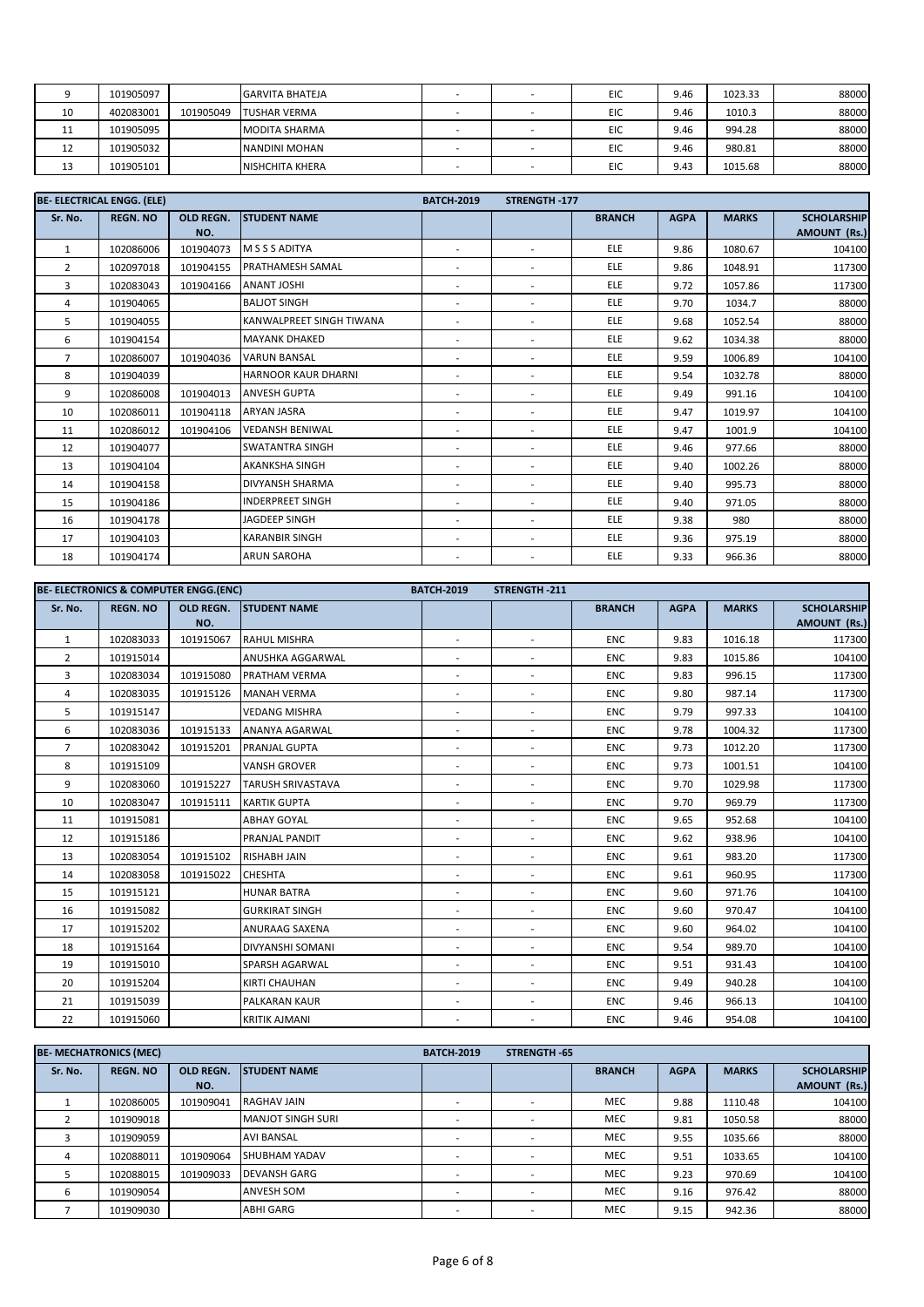| Sr. No. | REGN. NO | OLD REGN. NO. | STUDENT NAME | | | BRANCH | AGPA | MARKS | SCHOLARSHIP AMOUNT (Rs.) |
|---|---|---|---|---|---|---|---|---|---|
| 9 | 101905097 | | GARVITA BHATEJA | - | - | EIC | 9.46 | 1023.33 | 88000 |
| 10 | 402083001 | 101905049 | TUSHAR VERMA | - | - | EIC | 9.46 | 1010.3 | 88000 |
| 11 | 101905095 | | MODITA SHARMA | - | - | EIC | 9.46 | 994.28 | 88000 |
| 12 | 101905032 | | NANDINI MOHAN | - | - | EIC | 9.46 | 980.81 | 88000 |
| 13 | 101905101 | | NISHCHITA KHERA | - | - | EIC | 9.43 | 1015.68 | 88000 |

| BE- ELECTRICAL ENGG. (ELE) | | | | BATCH-2019 | STRENGTH -177 | | | | |
|---|---|---|---|---|---|---|---|---|---|
| Sr. No. | REGN. NO | OLD REGN. NO. | STUDENT NAME | | | BRANCH | AGPA | MARKS | SCHOLARSHIP AMOUNT (Rs.) |
| 1 | 102086006 | 101904073 | M S S S ADITYA | - | - | ELE | 9.86 | 1080.67 | 104100 |
| 2 | 102097018 | 101904155 | PRATHAMESH SAMAL | - | - | ELE | 9.86 | 1048.91 | 117300 |
| 3 | 102083043 | 101904166 | ANANT JOSHI | - | - | ELE | 9.72 | 1057.86 | 117300 |
| 4 | 101904065 | | BALJOT SINGH | - | - | ELE | 9.70 | 1034.7 | 88000 |
| 5 | 101904055 | | KANWALPREET SINGH TIWANA | - | - | ELE | 9.68 | 1052.54 | 88000 |
| 6 | 101904154 | | MAYANK DHAKED | - | - | ELE | 9.62 | 1034.38 | 88000 |
| 7 | 102086007 | 101904036 | VARUN BANSAL | - | - | ELE | 9.59 | 1006.89 | 104100 |
| 8 | 101904039 | | HARNOOR KAUR DHARNI | - | - | ELE | 9.54 | 1032.78 | 88000 |
| 9 | 102086008 | 101904013 | ANVESH GUPTA | - | - | ELE | 9.49 | 991.16 | 104100 |
| 10 | 102086011 | 101904118 | ARYAN JASRA | - | - | ELE | 9.47 | 1019.97 | 104100 |
| 11 | 102086012 | 101904106 | VEDANSH BENIWAL | - | - | ELE | 9.47 | 1001.9 | 104100 |
| 12 | 101904077 | | SWATANTRA SINGH | - | - | ELE | 9.46 | 977.66 | 88000 |
| 13 | 101904104 | | AKANKSHA SINGH | - | - | ELE | 9.40 | 1002.26 | 88000 |
| 14 | 101904158 | | DIVYANSH SHARMA | - | - | ELE | 9.40 | 995.73 | 88000 |
| 15 | 101904186 | | INDERPREET SINGH | - | - | ELE | 9.40 | 971.05 | 88000 |
| 16 | 101904178 | | JAGDEEP SINGH | - | - | ELE | 9.38 | 980 | 88000 |
| 17 | 101904103 | | KARANBIR SINGH | - | - | ELE | 9.36 | 975.19 | 88000 |
| 18 | 101904174 | | ARUN SAROHA | - | - | ELE | 9.33 | 966.36 | 88000 |

| BE- ELECTRONICS & COMPUTER ENGG.(ENC) | | | | BATCH-2019 | STRENGTH -211 | | | | |
|---|---|---|---|---|---|---|---|---|---|
| Sr. No. | REGN. NO | OLD REGN. NO. | STUDENT NAME | | | BRANCH | AGPA | MARKS | SCHOLARSHIP AMOUNT (Rs.) |
| 1 | 102083033 | 101915067 | RAHUL MISHRA | - | - | ENC | 9.83 | 1016.18 | 117300 |
| 2 | 101915014 | | ANUSHKA AGGARWAL | - | - | ENC | 9.83 | 1015.86 | 104100 |
| 3 | 102083034 | 101915080 | PRATHAM VERMA | - | - | ENC | 9.83 | 996.15 | 117300 |
| 4 | 102083035 | 101915126 | MANAH VERMA | - | - | ENC | 9.80 | 987.14 | 117300 |
| 5 | 101915147 | | VEDANG MISHRA | - | - | ENC | 9.79 | 997.33 | 104100 |
| 6 | 102083036 | 101915133 | ANANYA AGARWAL | - | - | ENC | 9.78 | 1004.32 | 117300 |
| 7 | 102083042 | 101915201 | PRANJAL GUPTA | - | - | ENC | 9.73 | 1012.20 | 117300 |
| 8 | 101915109 | | VANSH GROVER | - | - | ENC | 9.73 | 1001.51 | 104100 |
| 9 | 102083060 | 101915227 | TARUSH SRIVASTAVA | - | - | ENC | 9.70 | 1029.98 | 117300 |
| 10 | 102083047 | 101915111 | KARTIK GUPTA | - | - | ENC | 9.70 | 969.79 | 117300 |
| 11 | 101915081 | | ABHAY GOYAL | - | - | ENC | 9.65 | 952.68 | 104100 |
| 12 | 101915186 | | PRANJAL PANDIT | - | - | ENC | 9.62 | 938.96 | 104100 |
| 13 | 102083054 | 101915102 | RISHABH JAIN | - | - | ENC | 9.61 | 983.20 | 117300 |
| 14 | 102083058 | 101915022 | CHESHTA | - | - | ENC | 9.61 | 960.95 | 117300 |
| 15 | 101915121 | | HUNAR BATRA | - | - | ENC | 9.60 | 971.76 | 104100 |
| 16 | 101915082 | | GURKIRAT SINGH | - | - | ENC | 9.60 | 970.47 | 104100 |
| 17 | 101915202 | | ANURAAG SAXENA | - | - | ENC | 9.60 | 964.02 | 104100 |
| 18 | 101915164 | | DIVYANSHI SOMANI | - | - | ENC | 9.54 | 989.70 | 104100 |
| 19 | 101915010 | | SPARSH AGARWAL | - | - | ENC | 9.51 | 931.43 | 104100 |
| 20 | 101915204 | | KIRTI CHAUHAN | - | - | ENC | 9.49 | 940.28 | 104100 |
| 21 | 101915039 | | PALKARAN KAUR | - | - | ENC | 9.46 | 966.13 | 104100 |
| 22 | 101915060 | | KRITIK AJMANI | - | - | ENC | 9.46 | 954.08 | 104100 |

| BE- MECHATRONICS (MEC) | | | | BATCH-2019 | STRENGTH -65 | | | | |
|---|---|---|---|---|---|---|---|---|---|
| Sr. No. | REGN. NO | OLD REGN. NO. | STUDENT NAME | | | BRANCH | AGPA | MARKS | SCHOLARSHIP AMOUNT (Rs.) |
| 1 | 102086005 | 101909041 | RAGHAV JAIN | - | - | MEC | 9.88 | 1110.48 | 104100 |
| 2 | 101909018 | | MANJOT SINGH SURI | - | - | MEC | 9.81 | 1050.58 | 88000 |
| 3 | 101909059 | | AVI BANSAL | - | - | MEC | 9.55 | 1035.66 | 88000 |
| 4 | 102088011 | 101909064 | SHUBHAM YADAV | - | - | MEC | 9.51 | 1033.65 | 104100 |
| 5 | 102088015 | 101909033 | DEVANSH GARG | - | - | MEC | 9.23 | 970.69 | 104100 |
| 6 | 101909054 | | ANVESH SOM | - | - | MEC | 9.16 | 976.42 | 88000 |
| 7 | 101909030 | | ABHI GARG | - | - | MEC | 9.15 | 942.36 | 88000 |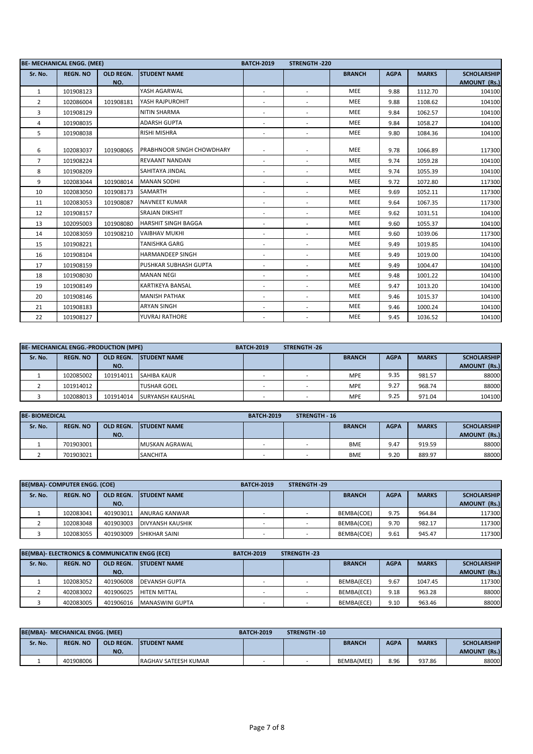| BE- MECHANICAL ENGG. (MEE) | | | | BATCH-2019 | STRENGTH -220 | | | | |
|---|---|---|---|---|---|---|---|---|---|
| Sr. No. | REGN. NO | OLD REGN. NO. | STUDENT NAME | | | BRANCH | AGPA | MARKS | SCHOLARSHIP AMOUNT (Rs.) |
| 1 | 101908123 | | YASH AGARWAL | - | - | MEE | 9.88 | 1112.70 | 104100 |
| 2 | 102086004 | 101908181 | YASH RAJPUROHIT | - | - | MEE | 9.88 | 1108.62 | 104100 |
| 3 | 101908129 | | NITIN SHARMA | - | - | MEE | 9.84 | 1062.57 | 104100 |
| 4 | 101908035 | | ADARSH GUPTA | - | - | MEE | 9.84 | 1058.27 | 104100 |
| 5 | 101908038 | | RISHI MISHRA | - | - | MEE | 9.80 | 1084.36 | 104100 |
| 6 | 102083037 | 101908065 | PRABHNOOR SINGH CHOWDHARY | - | - | MEE | 9.78 | 1066.89 | 117300 |
| 7 | 101908224 | | REVAANT NANDAN | - | - | MEE | 9.74 | 1059.28 | 104100 |
| 8 | 101908209 | | SAHITAYA JINDAL | - | - | MEE | 9.74 | 1055.39 | 104100 |
| 9 | 102083044 | 101908014 | MANAN SODHI | - | - | MEE | 9.72 | 1072.80 | 117300 |
| 10 | 102083050 | 101908173 | SAMARTH | - | - | MEE | 9.69 | 1052.11 | 117300 |
| 11 | 102083053 | 101908087 | NAVNEET KUMAR | - | - | MEE | 9.64 | 1067.35 | 117300 |
| 12 | 101908157 | | SRAJAN DIKSHIT | - | - | MEE | 9.62 | 1031.51 | 104100 |
| 13 | 102095003 | 101908080 | HARSHIT SINGH BAGGA | - | - | MEE | 9.60 | 1055.37 | 104100 |
| 14 | 102083059 | 101908210 | VAIBHAV MUKHI | - | - | MEE | 9.60 | 1039.06 | 117300 |
| 15 | 101908221 | | TANISHKA GARG | - | - | MEE | 9.49 | 1019.85 | 104100 |
| 16 | 101908104 | | HARMANDEEP SINGH | - | - | MEE | 9.49 | 1019.00 | 104100 |
| 17 | 101908159 | | PUSHKAR SUBHASH GUPTA | - | - | MEE | 9.49 | 1004.47 | 104100 |
| 18 | 101908030 | | MANAN NEGI | - | - | MEE | 9.48 | 1001.22 | 104100 |
| 19 | 101908149 | | KARTIKEYA BANSAL | - | - | MEE | 9.47 | 1013.20 | 104100 |
| 20 | 101908146 | | MANISH PATHAK | - | - | MEE | 9.46 | 1015.37 | 104100 |
| 21 | 101908183 | | ARYAN SINGH | - | - | MEE | 9.46 | 1000.24 | 104100 |
| 22 | 101908127 | | YUVRAJ RATHORE | - | - | MEE | 9.45 | 1036.52 | 104100 |

| BE- MECHANICAL ENGG.-PRODUCTION (MPE) | | | | BATCH-2019 | STRENGTH -26 | | | | |
|---|---|---|---|---|---|---|---|---|---|
| Sr. No. | REGN. NO | OLD REGN. NO. | STUDENT NAME | | | BRANCH | AGPA | MARKS | SCHOLARSHIP AMOUNT (Rs.) |
| 1 | 102085002 | 101914011 | SAHIBA KAUR | - | - | MPE | 9.35 | 981.57 | 88000 |
| 2 | 101914012 | | TUSHAR GOEL | - | - | MPE | 9.27 | 968.74 | 88000 |
| 3 | 102088013 | 101914014 | SURYANSH KAUSHAL | - | - | MPE | 9.25 | 971.04 | 104100 |

| BE- BIOMEDICAL | | | | BATCH-2019 | STRENGTH - 16 | | | | |
|---|---|---|---|---|---|---|---|---|---|
| Sr. No. | REGN. NO | OLD REGN. NO. | STUDENT NAME | | | BRANCH | AGPA | MARKS | SCHOLARSHIP AMOUNT (Rs.) |
| 1 | 701903001 | | MUSKAN AGRAWAL | - | - | BME | 9.47 | 919.59 | 88000 |
| 2 | 701903021 | | SANCHITA | - | - | BME | 9.20 | 889.97 | 88000 |

| BE(MBA)- COMPUTER ENGG. (COE) | | | | BATCH-2019 | STRENGTH -29 | | | | |
|---|---|---|---|---|---|---|---|---|---|
| Sr. No. | REGN. NO | OLD REGN. NO. | STUDENT NAME | | | BRANCH | AGPA | MARKS | SCHOLARSHIP AMOUNT (Rs.) |
| 1 | 102083041 | 401903011 | ANURAG KANWAR | - | - | BEMBA(COE) | 9.75 | 964.84 | 117300 |
| 2 | 102083048 | 401903003 | DIVYANSH KAUSHIK | - | - | BEMBA(COE) | 9.70 | 982.17 | 117300 |
| 3 | 102083055 | 401903009 | SHIKHAR SAINI | - | - | BEMBA(COE) | 9.61 | 945.47 | 117300 |

| BE(MBA)- ELECTRONICS & COMMUNICATIN ENGG (ECE) | | | | BATCH-2019 | STRENGTH -23 | | | | |
|---|---|---|---|---|---|---|---|---|---|
| Sr. No. | REGN. NO | OLD REGN. NO. | STUDENT NAME | | | BRANCH | AGPA | MARKS | SCHOLARSHIP AMOUNT (Rs.) |
| 1 | 102083052 | 401906008 | DEVANSH GUPTA | - | - | BEMBA(ECE) | 9.67 | 1047.45 | 117300 |
| 2 | 402083002 | 401906025 | HITEN MITTAL | - | - | BEMBA(ECE) | 9.18 | 963.28 | 88000 |
| 3 | 402083005 | 401906016 | MANASWINI GUPTA | - | - | BEMBA(ECE) | 9.10 | 963.46 | 88000 |

| BE(MBA)- MECHANICAL ENGG. (MEE) | | | | BATCH-2019 | STRENGTH -10 | | | | |
|---|---|---|---|---|---|---|---|---|---|
| Sr. No. | REGN. NO | OLD REGN. NO. | STUDENT NAME | | | BRANCH | AGPA | MARKS | SCHOLARSHIP AMOUNT (Rs.) |
| 1 | 401908006 | | RAGHAV SATEESH KUMAR | - | - | BEMBA(MEE) | 8.96 | 937.86 | 88000 |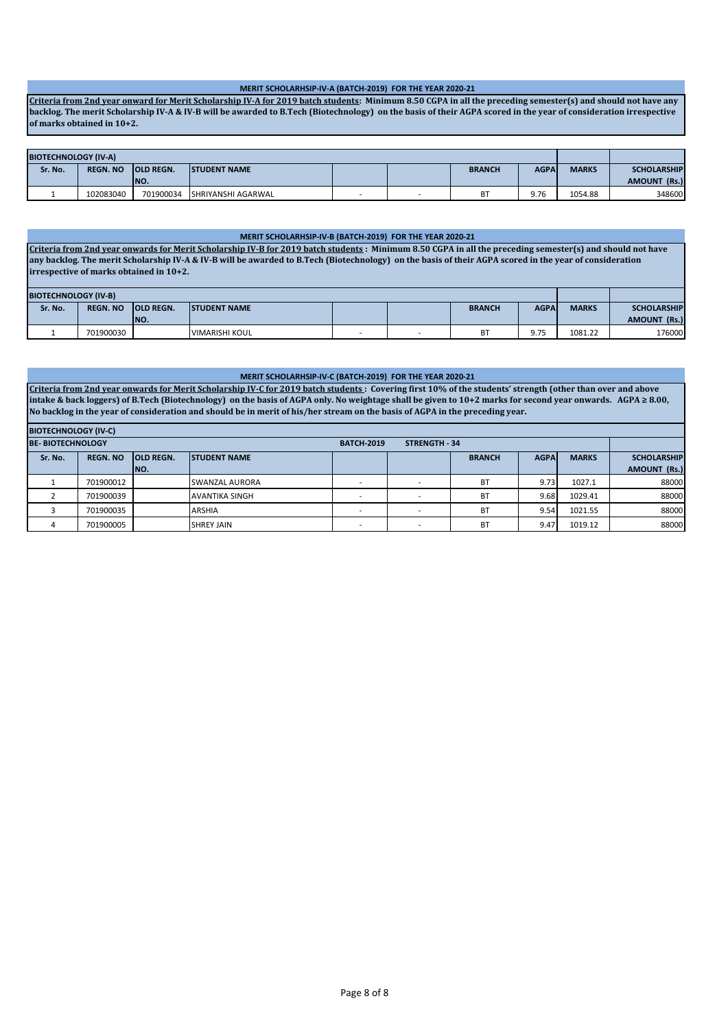## MERIT SCHOLARHSIP-IV-A (BATCH-2019) FOR THE YEAR 2020-21

**Criteria from 2nd year onward for Merit Scholarship IV-A for 2019 batch students: Minimum 8.50 CGPA in all the preceding semester(s) and should not have any backlog. The merit Scholarship IV-A & IV-B will be awarded to B.Tech (Biotechnology) on the basis of their AGPA scored in the year of consideration irrespective of marks obtained in 10+2.**

| BIOTECHNOLOGY (IV-A) | | | | | | | | | |
|---|---|---|---|---|---|---|---|---|---|
| Sr. No. | REGN. NO | OLD REGN. NO. | STUDENT NAME | | | BRANCH | AGPA | MARKS | SCHOLARSHIP AMOUNT (Rs.) |
| 1 | 102083040 | 701900034 | SHRIYANSHI AGARWAL | - | - | BT | 9.76 | 1054.88 | 348600 |

## MERIT SCHOLARHSIP-IV-B (BATCH-2019) FOR THE YEAR 2020-21

**Criteria from 2nd year onwards for Merit Scholarship IV-B for 2019 batch students : Minimum 8.50 CGPA in all the preceding semester(s) and should not have any backlog. The merit Scholarship IV-A & IV-B will be awarded to B.Tech (Biotechnology) on the basis of their AGPA scored in the year of consideration irrespective of marks obtained in 10+2.**

| BIOTECHNOLOGY (IV-B) | | | | | | | | | |
|---|---|---|---|---|---|---|---|---|---|
| Sr. No. | REGN. NO | OLD REGN. NO. | STUDENT NAME | | | BRANCH | AGPA | MARKS | SCHOLARSHIP AMOUNT (Rs.) |
| 1 | 701900030 | | VIMARISHI KOUL | - | - | BT | 9.75 | 1081.22 | 176000 |

## MERIT SCHOLARHSIP-IV-C (BATCH-2019) FOR THE YEAR 2020-21

**Criteria from 2nd year onwards for Merit Scholarship IV-C for 2019 batch students : Covering first 10% of the students' strength (other than over and above intake & back loggers) of B.Tech (Biotechnology) on the basis of AGPA only. No weightage shall be given to 10+2 marks for second year onwards. AGPA ≥ 8.00, No backlog in the year of consideration and should be in merit of his/her stream on the basis of AGPA in the preceding year.**

| BIOTECHNOLOGY (IV-C) | | | | | | | | | |
|---|---|---|---|---|---|---|---|---|---|
| BE- BIOTECHNOLOGY | | | | BATCH-2019 | STRENGTH - 34 | | | | |
| Sr. No. | REGN. NO | OLD REGN. NO. | STUDENT NAME | | | BRANCH | AGPA | MARKS | SCHOLARSHIP AMOUNT (Rs.) |
| 1 | 701900012 | | SWANZAL AURORA | - | - | BT | 9.73 | 1027.1 | 88000 |
| 2 | 701900039 | | AVANTIKA SINGH | - | - | BT | 9.68 | 1029.41 | 88000 |
| 3 | 701900035 | | ARSHIA | - | - | BT | 9.54 | 1021.55 | 88000 |
| 4 | 701900005 | | SHREY JAIN | - | - | BT | 9.47 | 1019.12 | 88000 |